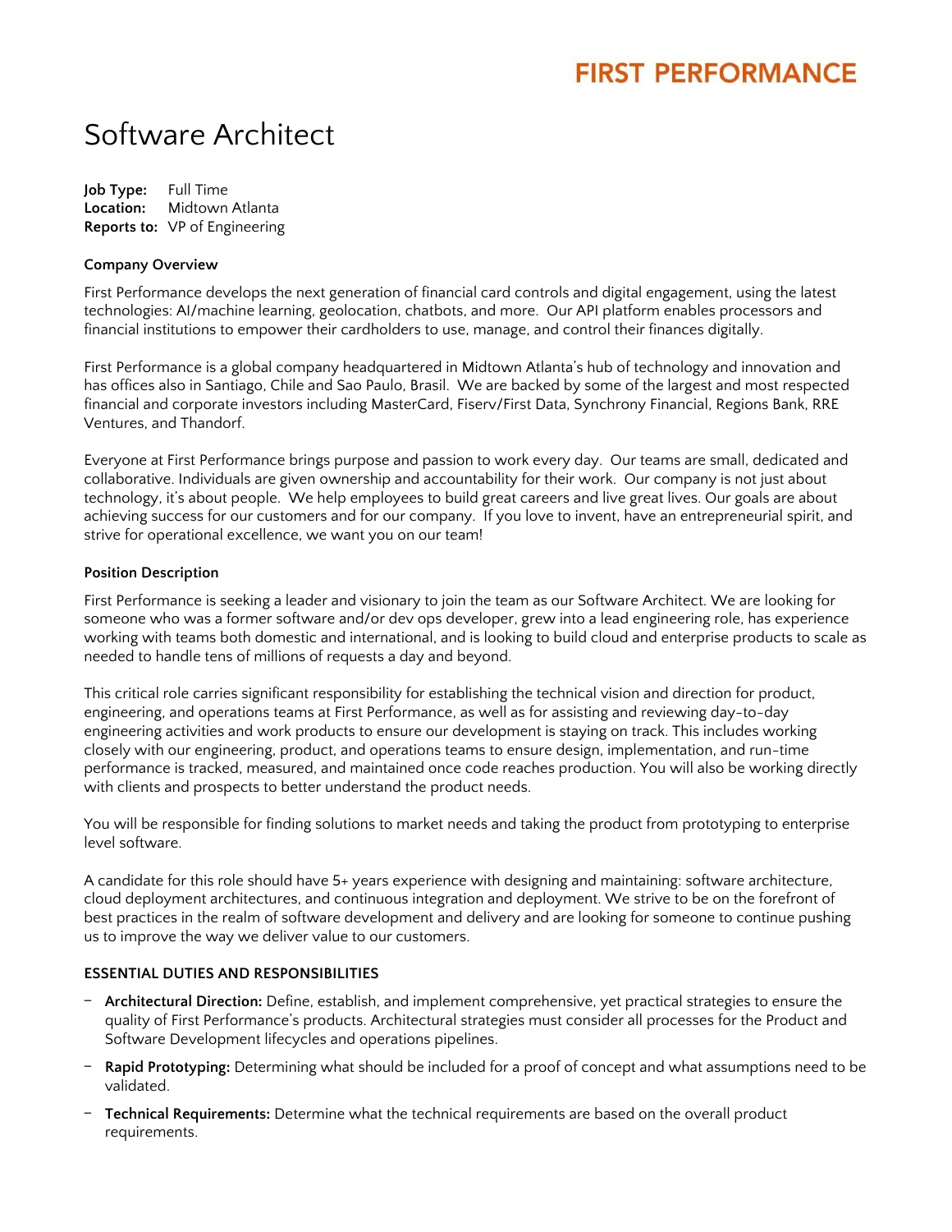# Software Architect

**Job Type:** Full Time
**Location:** Midtown Atlanta
**Reports to:** VP of Engineering

**Company Overview**

First Performance develops the next generation of financial card controls and digital engagement, using the latest technologies: AI/machine learning, geolocation, chatbots, and more. Our API platform enables processors and financial institutions to empower their cardholders to use, manage, and control their finances digitally.

First Performance is a global company headquartered in Midtown Atlanta's hub of technology and innovation and has offices also in Santiago, Chile and Sao Paulo, Brasil. We are backed by some of the largest and most respected financial and corporate investors including MasterCard, Fiserv/First Data, Synchrony Financial, Regions Bank, RRE Ventures, and Thandorf.

Everyone at First Performance brings purpose and passion to work every day. Our teams are small, dedicated and collaborative. Individuals are given ownership and accountability for their work. Our company is not just about technology, it's about people. We help employees to build great careers and live great lives. Our goals are about achieving success for our customers and for our company. If you love to invent, have an entrepreneurial spirit, and strive for operational excellence, we want you on our team!

**Position Description**

First Performance is seeking a leader and visionary to join the team as our Software Architect. We are looking for someone who was a former software and/or dev ops developer, grew into a lead engineering role, has experience working with teams both domestic and international, and is looking to build cloud and enterprise products to scale as needed to handle tens of millions of requests a day and beyond.

This critical role carries significant responsibility for establishing the technical vision and direction for product, engineering, and operations teams at First Performance, as well as for assisting and reviewing day-to-day engineering activities and work products to ensure our development is staying on track. This includes working closely with our engineering, product, and operations teams to ensure design, implementation, and run-time performance is tracked, measured, and maintained once code reaches production. You will also be working directly with clients and prospects to better understand the product needs.

You will be responsible for finding solutions to market needs and taking the product from prototyping to enterprise level software.

A candidate for this role should have 5+ years experience with designing and maintaining: software architecture, cloud deployment architectures, and continuous integration and deployment. We strive to be on the forefront of best practices in the realm of software development and delivery and are looking for someone to continue pushing us to improve the way we deliver value to our customers.

**ESSENTIAL DUTIES AND RESPONSIBILITIES**

- **Architectural Direction:** Define, establish, and implement comprehensive, yet practical strategies to ensure the quality of First Performance's products. Architectural strategies must consider all processes for the Product and Software Development lifecycles and operations pipelines.
- **Rapid Prototyping:** Determining what should be included for a proof of concept and what assumptions need to be validated.
- **Technical Requirements:** Determine what the technical requirements are based on the overall product requirements.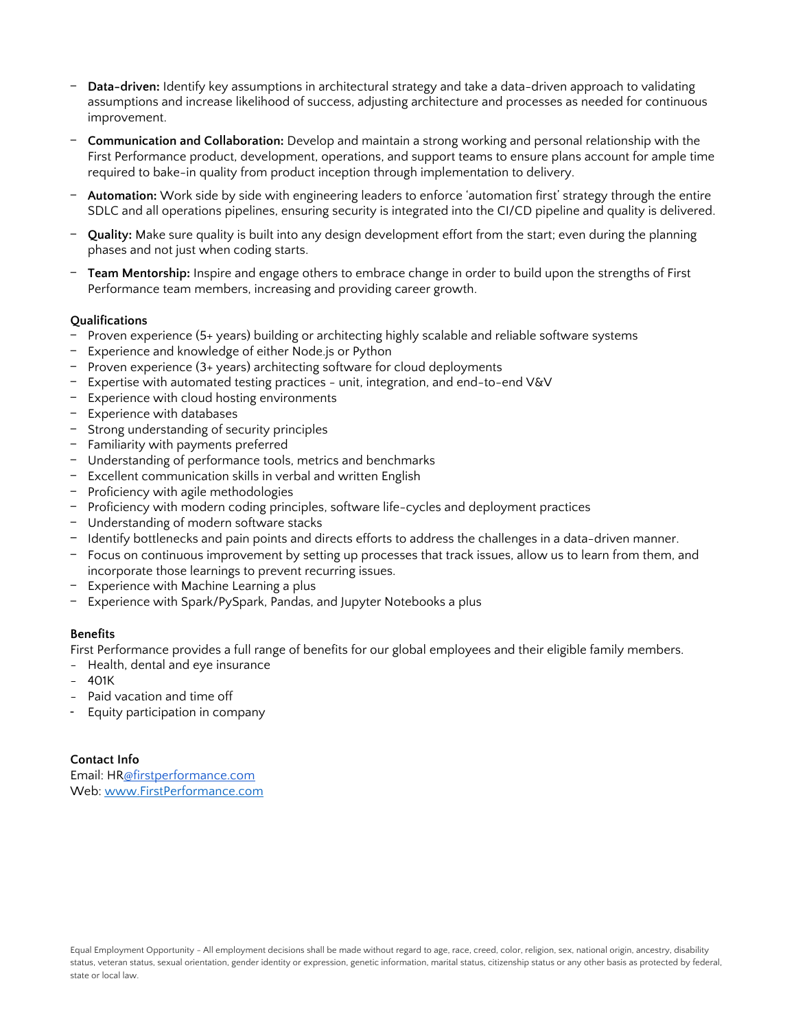- **Data-driven:** Identify key assumptions in architectural strategy and take a data-driven approach to validating assumptions and increase likelihood of success, adjusting architecture and processes as needed for continuous improvement.
- **Communication and Collaboration:** Develop and maintain a strong working and personal relationship with the First Performance product, development, operations, and support teams to ensure plans account for ample time required to bake-in quality from product inception through implementation to delivery.
- **Automation:** Work side by side with engineering leaders to enforce 'automation first' strategy through the entire SDLC and all operations pipelines, ensuring security is integrated into the CI/CD pipeline and quality is delivered.
- **Quality:** Make sure quality is built into any design development effort from the start; even during the planning phases and not just when coding starts.
- **Team Mentorship:** Inspire and engage others to embrace change in order to build upon the strengths of First Performance team members, increasing and providing career growth.

**Qualifications**

- Proven experience (5+ years) building or architecting highly scalable and reliable software systems
- Experience and knowledge of either Node.js or Python
- Proven experience (3+ years) architecting software for cloud deployments
- Expertise with automated testing practices - unit, integration, and end-to-end V&V
- Experience with cloud hosting environments
- Experience with databases
- Strong understanding of security principles
- Familiarity with payments preferred
- Understanding of performance tools, metrics and benchmarks
- Excellent communication skills in verbal and written English
- Proficiency with agile methodologies
- Proficiency with modern coding principles, software life-cycles and deployment practices
- Understanding of modern software stacks
- Identify bottlenecks and pain points and directs efforts to address the challenges in a data-driven manner.
- Focus on continuous improvement by setting up processes that track issues, allow us to learn from them, and incorporate those learnings to prevent recurring issues.
- Experience with Machine Learning a plus
- Experience with Spark/PySpark, Pandas, and Jupyter Notebooks a plus

**Benefits**

First Performance provides a full range of benefits for our global employees and their eligible family members.

- Health, dental and eye insurance
- 401K
- Paid vacation and time off
- Equity participation in company

**Contact Info**

Email: HR@firstperformance.com
Web: www.FirstPerformance.com

Equal Employment Opportunity - All employment decisions shall be made without regard to age, race, creed, color, religion, sex, national origin, ancestry, disability status, veteran status, sexual orientation, gender identity or expression, genetic information, marital status, citizenship status or any other basis as protected by federal, state or local law.